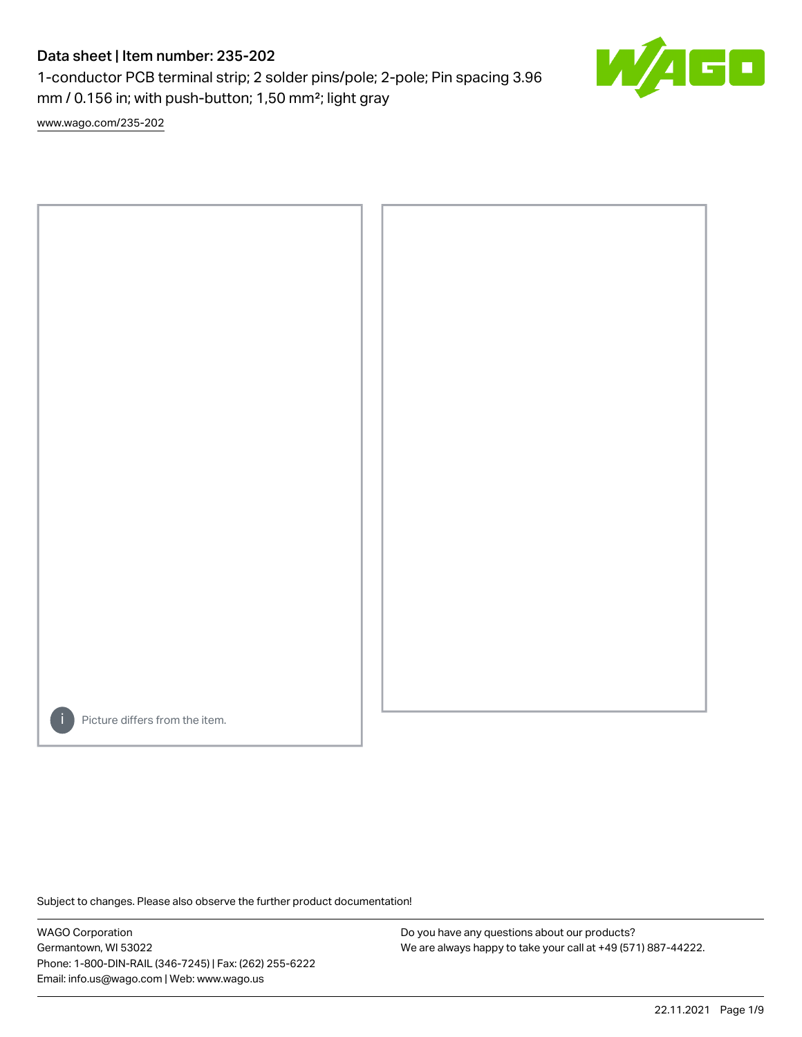# Data sheet | Item number: 235-202

1-conductor PCB terminal strip; 2 solder pins/pole; 2-pole; Pin spacing 3.96 mm / 0.156 in; with push-button; 1,50 mm²; light gray

www.wago.com/235-202

Picture differs from the item.

Subject to changes. Please also observe the further product documentation!

WAGO Corporation
Germantown, WI 53022
Phone: 1-800-DIN-RAIL (346-7245) | Fax: (262) 255-6222
Email: info.us@wago.com | Web: www.wago.us

Do you have any questions about our products?
We are always happy to take your call at +49 (571) 887-44222.

22.11.2021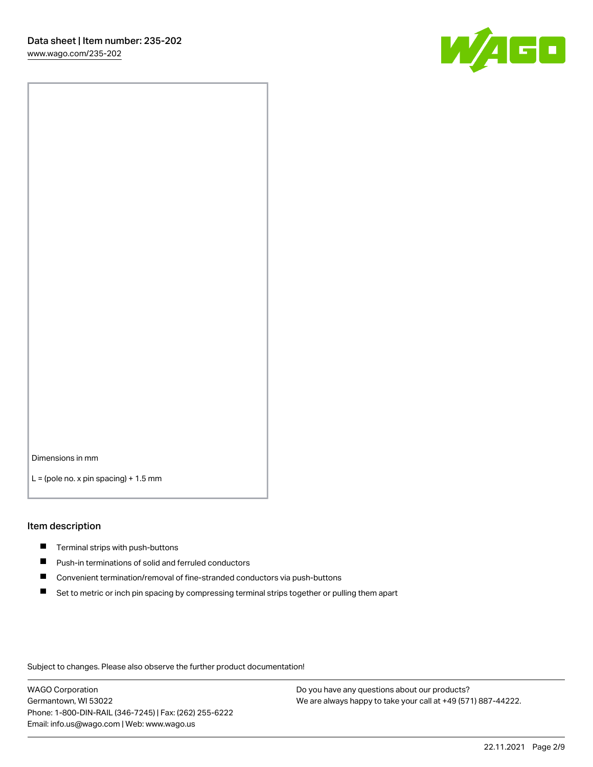Dimensions in mm

L = (pole no. x pin spacing) + 1.5 mm

## Item description

- Terminal strips with push-buttons
- Push-in terminations of solid and ferruled conductors
- Convenient termination/removal of fine-stranded conductors via push-buttons
- Set to metric or inch pin spacing by compressing terminal strips together or pulling them apart

Subject to changes. Please also observe the further product documentation!

WAGO Corporation
Germantown, WI 53022
Phone: 1-800-DIN-RAIL (346-7245) | Fax: (262) 255-6222
Email: info.us@wago.com | Web: www.wago.us

Do you have any questions about our products?
We are always happy to take your call at +49 (571) 887-44222.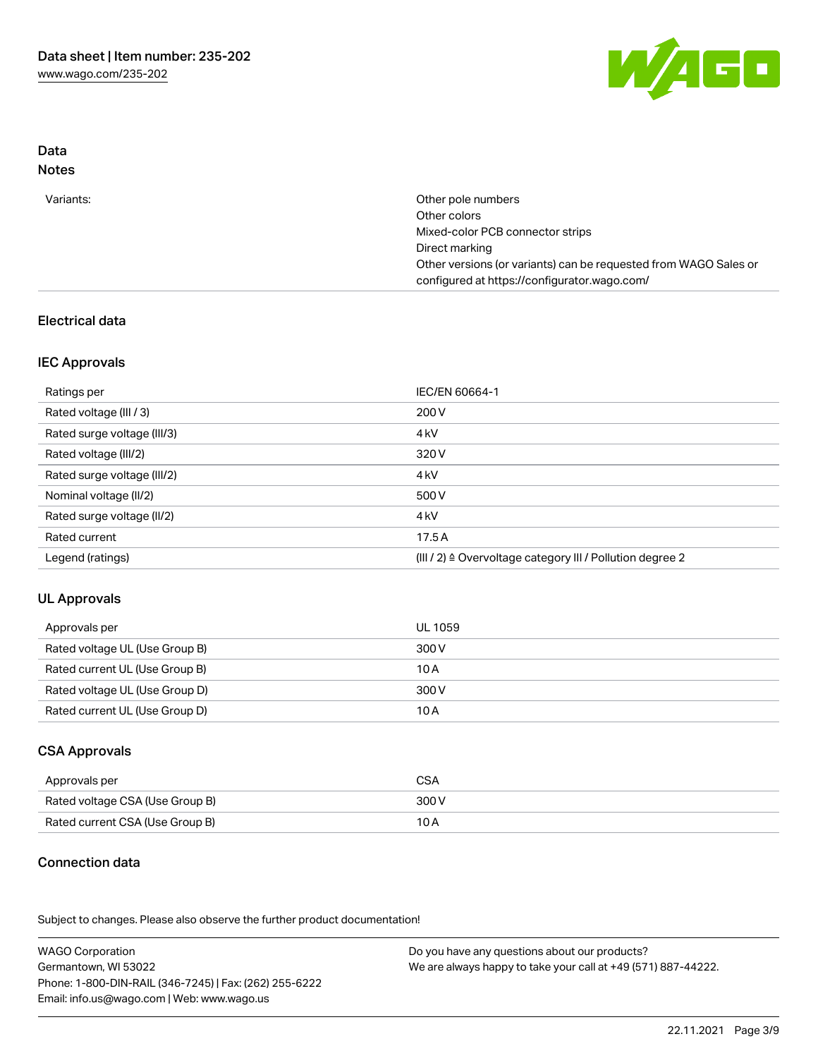## Data

### Notes

| | |
|---|---|
| Variants: | Other pole numbers<br>Other colors<br>Mixed-color PCB connector strips<br>Direct marking<br>Other versions (or variants) can be requested from WAGO Sales or configured at https://configurator.wago.com/ |

## Electrical data

### IEC Approvals

| | |
|---|---|
| Ratings per | IEC/EN 60664-1 |
| Rated voltage (III / 3) | 200 V |
| Rated surge voltage (III/3) | 4 kV |
| Rated voltage (III/2) | 320 V |
| Rated surge voltage (III/2) | 4 kV |
| Nominal voltage (II/2) | 500 V |
| Rated surge voltage (II/2) | 4 kV |
| Rated current | 17.5 A |
| Legend (ratings) | (III / 2) ≙ Overvoltage category III / Pollution degree 2 |

### UL Approvals

| | |
|---|---|
| Approvals per | UL 1059 |
| Rated voltage UL (Use Group B) | 300 V |
| Rated current UL (Use Group B) | 10 A |
| Rated voltage UL (Use Group D) | 300 V |
| Rated current UL (Use Group D) | 10 A |

### CSA Approvals

| | |
|---|---|
| Approvals per | CSA |
| Rated voltage CSA (Use Group B) | 300 V |
| Rated current CSA (Use Group B) | 10 A |

## Connection data

Subject to changes. Please also observe the further product documentation!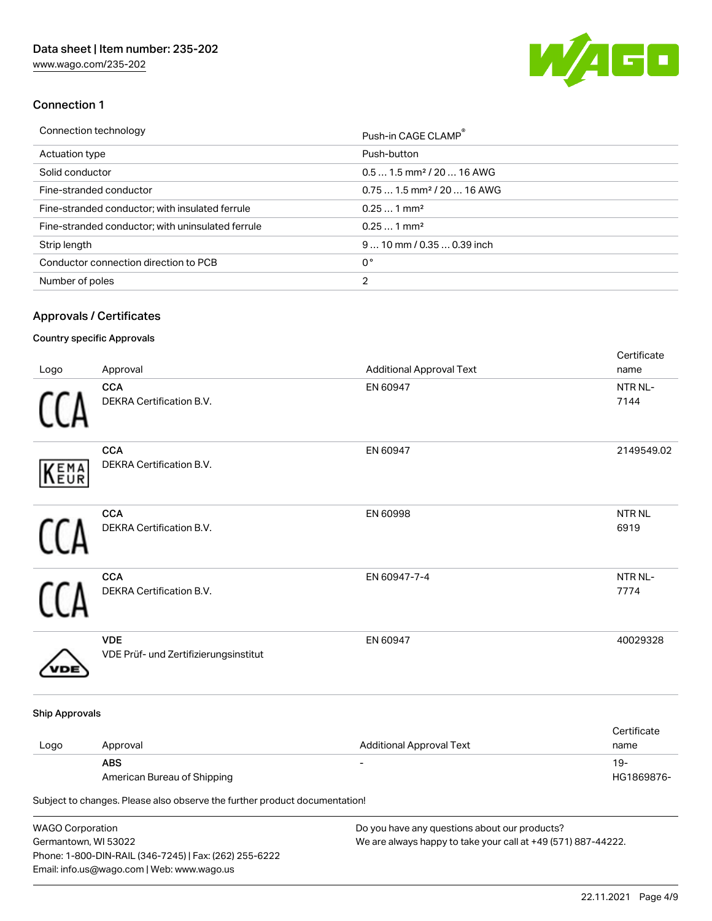## Connection 1

| Connection technology | Push-in CAGE CLAMP® |
| --- | --- |
| Actuation type | Push-button |
| Solid conductor | 0.5 … 1.5 mm² / 20 … 16 AWG |
| Fine-stranded conductor | 0.75 … 1.5 mm² / 20 … 16 AWG |
| Fine-stranded conductor; with insulated ferrule | 0.25 … 1 mm² |
| Fine-stranded conductor; with uninsulated ferrule | 0.25 … 1 mm² |
| Strip length | 9 … 10 mm / 0.35 … 0.39 inch |
| Conductor connection direction to PCB | 0 ° |
| Number of poles | 2 |

## Approvals / Certificates

### Country specific Approvals

| Logo | Approval | Additional Approval Text | Certificate name |
| --- | --- | --- | --- |
| CCA | **CCA** DEKRA Certification B.V. | EN 60947 | NTR NL-7144 |
| KEMA EUR | **CCA** DEKRA Certification B.V. | EN 60947 | 2149549.02 |
| CCA | **CCA** DEKRA Certification B.V. | EN 60998 | NTR NL 6919 |
| CCA | **CCA** DEKRA Certification B.V. | EN 60947-7-4 | NTR NL-7774 |
| VDE | **VDE** VDE Prüf- und Zertifizierungsinstitut | EN 60947 | 40029328 |

### Ship Approvals

| Logo | Approval | Additional Approval Text | Certificate name |
| --- | --- | --- | --- |
| | **ABS** American Bureau of Shipping | - | 19-HG1869876- |

Subject to changes. Please also observe the further product documentation!

WAGO Corporation
Germantown, WI 53022
Phone: 1-800-DIN-RAIL (346-7245) | Fax: (262) 255-6222
Email: info.us@wago.com | Web: www.wago.us

Do you have any questions about our products?
We are always happy to take your call at +49 (571) 887-44222.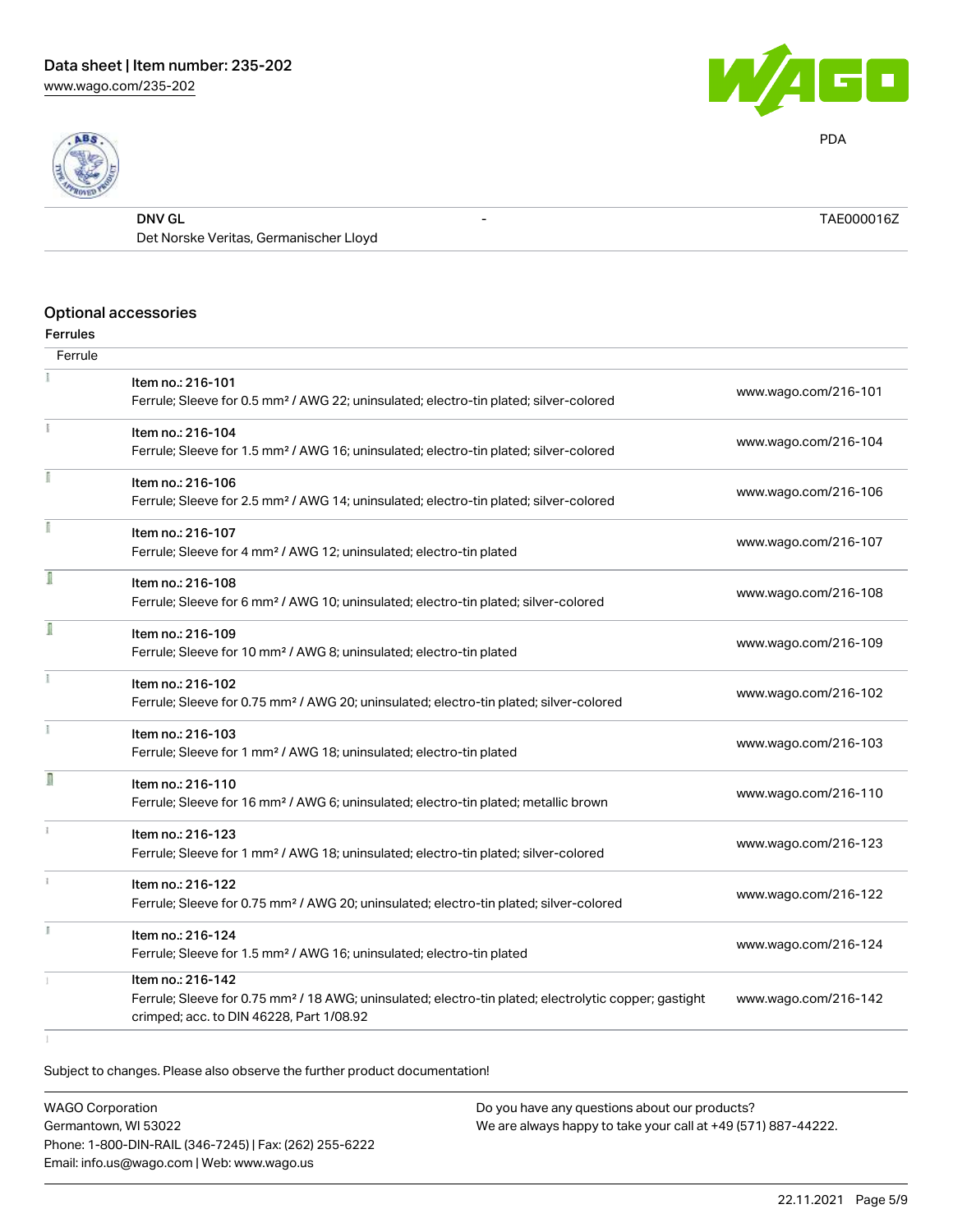| DNV GL | - | TAE000016Z |
|---|---|---|
| Det Norske Veritas, Germanischer Lloyd | | |

## Optional accessories

### Ferrules

| Ferrule | | |
|---|---|---|
| | Item no.: 216-101<br>Ferrule; Sleeve for 0.5 mm² / AWG 22; uninsulated; electro-tin plated; silver-colored | www.wago.com/216-101 |
| | Item no.: 216-104<br>Ferrule; Sleeve for 1.5 mm² / AWG 16; uninsulated; electro-tin plated; silver-colored | www.wago.com/216-104 |
| | Item no.: 216-106<br>Ferrule; Sleeve for 2.5 mm² / AWG 14; uninsulated; electro-tin plated; silver-colored | www.wago.com/216-106 |
| | Item no.: 216-107<br>Ferrule; Sleeve for 4 mm² / AWG 12; uninsulated; electro-tin plated | www.wago.com/216-107 |
| | Item no.: 216-108<br>Ferrule; Sleeve for 6 mm² / AWG 10; uninsulated; electro-tin plated; silver-colored | www.wago.com/216-108 |
| | Item no.: 216-109<br>Ferrule; Sleeve for 10 mm² / AWG 8; uninsulated; electro-tin plated | www.wago.com/216-109 |
| | Item no.: 216-102<br>Ferrule; Sleeve for 0.75 mm² / AWG 20; uninsulated; electro-tin plated; silver-colored | www.wago.com/216-102 |
| | Item no.: 216-103<br>Ferrule; Sleeve for 1 mm² / AWG 18; uninsulated; electro-tin plated | www.wago.com/216-103 |
| | Item no.: 216-110<br>Ferrule; Sleeve for 16 mm² / AWG 6; uninsulated; electro-tin plated; metallic brown | www.wago.com/216-110 |
| | Item no.: 216-123<br>Ferrule; Sleeve for 1 mm² / AWG 18; uninsulated; electro-tin plated; silver-colored | www.wago.com/216-123 |
| | Item no.: 216-122<br>Ferrule; Sleeve for 0.75 mm² / AWG 20; uninsulated; electro-tin plated; silver-colored | www.wago.com/216-122 |
| | Item no.: 216-124<br>Ferrule; Sleeve for 1.5 mm² / AWG 16; uninsulated; electro-tin plated | www.wago.com/216-124 |
| | Item no.: 216-142<br>Ferrule; Sleeve for 0.75 mm² / 18 AWG; uninsulated; electro-tin plated; electrolytic copper; gastight crimped; acc. to DIN 46228, Part 1/08.92 | www.wago.com/216-142 |

Subject to changes. Please also observe the further product documentation!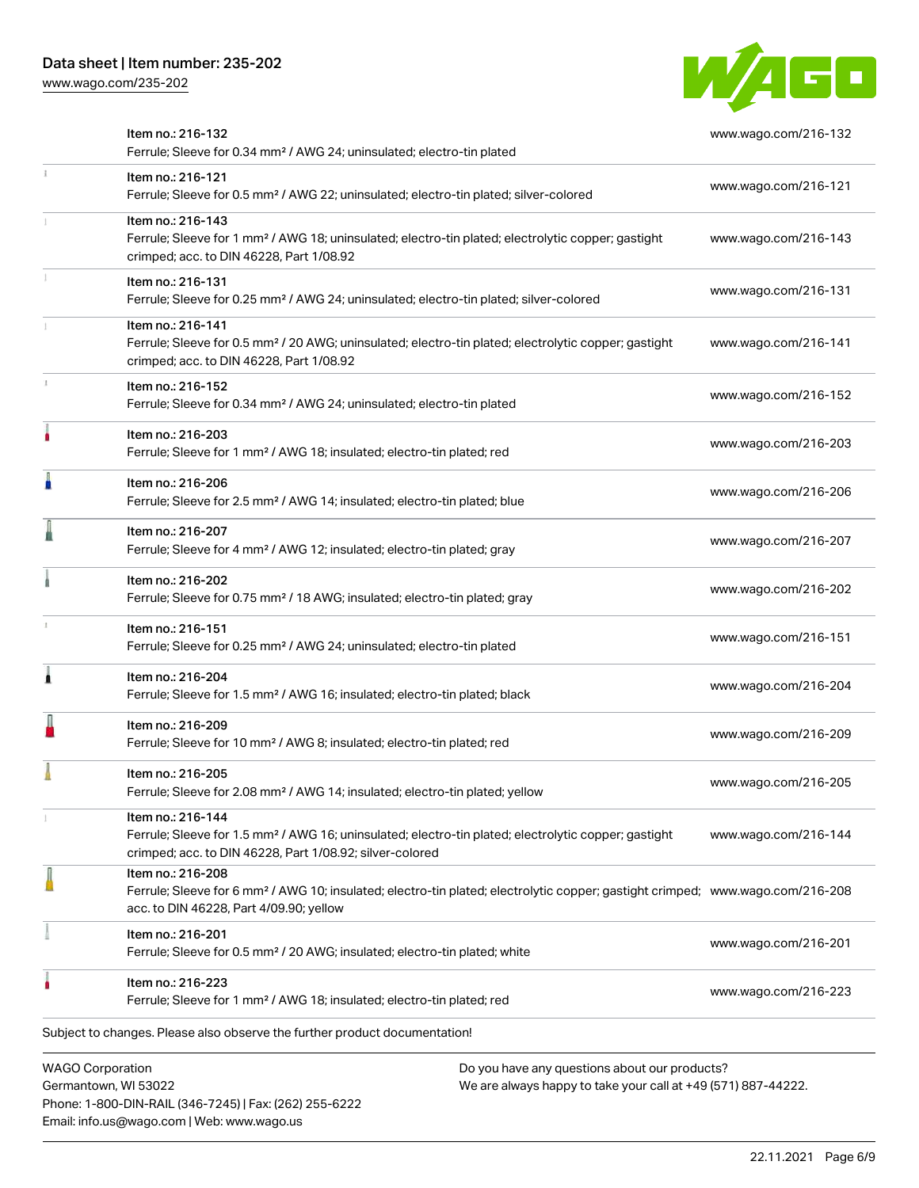| Item | Link |
| --- | --- |
| Item no.: 216-132<br>Ferrule; Sleeve for 0.34 mm² / AWG 24; uninsulated; electro-tin plated | www.wago.com/216-132 |
| Item no.: 216-121<br>Ferrule; Sleeve for 0.5 mm² / AWG 22; uninsulated; electro-tin plated; silver-colored | www.wago.com/216-121 |
| Item no.: 216-143<br>Ferrule; Sleeve for 1 mm² / AWG 18; uninsulated; electro-tin plated; electrolytic copper; gastight crimped; acc. to DIN 46228, Part 1/08.92 | www.wago.com/216-143 |
| Item no.: 216-131<br>Ferrule; Sleeve for 0.25 mm² / AWG 24; uninsulated; electro-tin plated; silver-colored | www.wago.com/216-131 |
| Item no.: 216-141<br>Ferrule; Sleeve for 0.5 mm² / 20 AWG; uninsulated; electro-tin plated; electrolytic copper; gastight crimped; acc. to DIN 46228, Part 1/08.92 | www.wago.com/216-141 |
| Item no.: 216-152<br>Ferrule; Sleeve for 0.34 mm² / AWG 24; uninsulated; electro-tin plated | www.wago.com/216-152 |
| Item no.: 216-203<br>Ferrule; Sleeve for 1 mm² / AWG 18; insulated; electro-tin plated; red | www.wago.com/216-203 |
| Item no.: 216-206<br>Ferrule; Sleeve for 2.5 mm² / AWG 14; insulated; electro-tin plated; blue | www.wago.com/216-206 |
| Item no.: 216-207<br>Ferrule; Sleeve for 4 mm² / AWG 12; insulated; electro-tin plated; gray | www.wago.com/216-207 |
| Item no.: 216-202<br>Ferrule; Sleeve for 0.75 mm² / 18 AWG; insulated; electro-tin plated; gray | www.wago.com/216-202 |
| Item no.: 216-151<br>Ferrule; Sleeve for 0.25 mm² / AWG 24; uninsulated; electro-tin plated | www.wago.com/216-151 |
| Item no.: 216-204<br>Ferrule; Sleeve for 1.5 mm² / AWG 16; insulated; electro-tin plated; black | www.wago.com/216-204 |
| Item no.: 216-209<br>Ferrule; Sleeve for 10 mm² / AWG 8; insulated; electro-tin plated; red | www.wago.com/216-209 |
| Item no.: 216-205<br>Ferrule; Sleeve for 2.08 mm² / AWG 14; insulated; electro-tin plated; yellow | www.wago.com/216-205 |
| Item no.: 216-144<br>Ferrule; Sleeve for 1.5 mm² / AWG 16; uninsulated; electro-tin plated; electrolytic copper; gastight crimped; acc. to DIN 46228, Part 1/08.92; silver-colored | www.wago.com/216-144 |
| Item no.: 216-208<br>Ferrule; Sleeve for 6 mm² / AWG 10; insulated; electro-tin plated; electrolytic copper; gastight crimped; acc. to DIN 46228, Part 4/09.90; yellow | www.wago.com/216-208 |
| Item no.: 216-201<br>Ferrule; Sleeve for 0.5 mm² / 20 AWG; insulated; electro-tin plated; white | www.wago.com/216-201 |
| Item no.: 216-223<br>Ferrule; Sleeve for 1 mm² / AWG 18; insulated; electro-tin plated; red | www.wago.com/216-223 |

Subject to changes. Please also observe the further product documentation!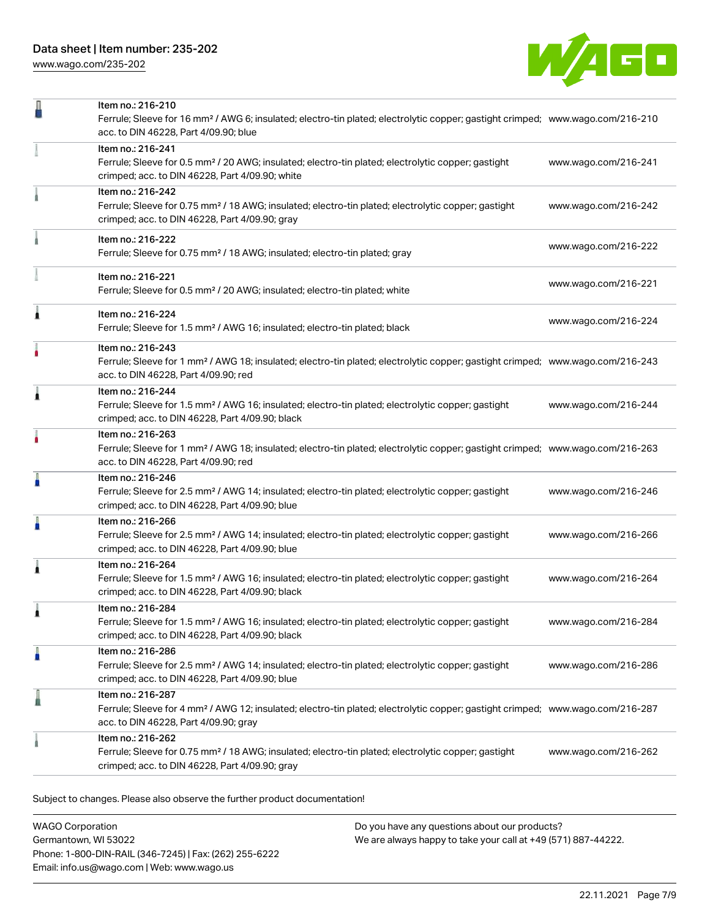| | | |
|---|---|---|
| | Item no.: 216-210<br>Ferrule; Sleeve for 16 mm² / AWG 6; insulated; electro-tin plated; electrolytic copper; gastight crimped; acc. to DIN 46228, Part 4/09.90; blue | www.wago.com/216-210 |
| | Item no.: 216-241<br>Ferrule; Sleeve for 0.5 mm² / 20 AWG; insulated; electro-tin plated; electrolytic copper; gastight crimped; acc. to DIN 46228, Part 4/09.90; white | www.wago.com/216-241 |
| | Item no.: 216-242<br>Ferrule; Sleeve for 0.75 mm² / 18 AWG; insulated; electro-tin plated; electrolytic copper; gastight crimped; acc. to DIN 46228, Part 4/09.90; gray | www.wago.com/216-242 |
| | Item no.: 216-222<br>Ferrule; Sleeve for 0.75 mm² / 18 AWG; insulated; electro-tin plated; gray | www.wago.com/216-222 |
| | Item no.: 216-221<br>Ferrule; Sleeve for 0.5 mm² / 20 AWG; insulated; electro-tin plated; white | www.wago.com/216-221 |
| | Item no.: 216-224<br>Ferrule; Sleeve for 1.5 mm² / AWG 16; insulated; electro-tin plated; black | www.wago.com/216-224 |
| | Item no.: 216-243<br>Ferrule; Sleeve for 1 mm² / AWG 18; insulated; electro-tin plated; electrolytic copper; gastight crimped; acc. to DIN 46228, Part 4/09.90; red | www.wago.com/216-243 |
| | Item no.: 216-244<br>Ferrule; Sleeve for 1.5 mm² / AWG 16; insulated; electro-tin plated; electrolytic copper; gastight crimped; acc. to DIN 46228, Part 4/09.90; black | www.wago.com/216-244 |
| | Item no.: 216-263<br>Ferrule; Sleeve for 1 mm² / AWG 18; insulated; electro-tin plated; electrolytic copper; gastight crimped; acc. to DIN 46228, Part 4/09.90; red | www.wago.com/216-263 |
| | Item no.: 216-246<br>Ferrule; Sleeve for 2.5 mm² / AWG 14; insulated; electro-tin plated; electrolytic copper; gastight crimped; acc. to DIN 46228, Part 4/09.90; blue | www.wago.com/216-246 |
| | Item no.: 216-266<br>Ferrule; Sleeve for 2.5 mm² / AWG 14; insulated; electro-tin plated; electrolytic copper; gastight crimped; acc. to DIN 46228, Part 4/09.90; blue | www.wago.com/216-266 |
| | Item no.: 216-264<br>Ferrule; Sleeve for 1.5 mm² / AWG 16; insulated; electro-tin plated; electrolytic copper; gastight crimped; acc. to DIN 46228, Part 4/09.90; black | www.wago.com/216-264 |
| | Item no.: 216-284<br>Ferrule; Sleeve for 1.5 mm² / AWG 16; insulated; electro-tin plated; electrolytic copper; gastight crimped; acc. to DIN 46228, Part 4/09.90; black | www.wago.com/216-284 |
| | Item no.: 216-286<br>Ferrule; Sleeve for 2.5 mm² / AWG 14; insulated; electro-tin plated; electrolytic copper; gastight crimped; acc. to DIN 46228, Part 4/09.90; blue | www.wago.com/216-286 |
| | Item no.: 216-287<br>Ferrule; Sleeve for 4 mm² / AWG 12; insulated; electro-tin plated; electrolytic copper; gastight crimped; acc. to DIN 46228, Part 4/09.90; gray | www.wago.com/216-287 |
| | Item no.: 216-262<br>Ferrule; Sleeve for 0.75 mm² / 18 AWG; insulated; electro-tin plated; electrolytic copper; gastight crimped; acc. to DIN 46228, Part 4/09.90; gray | www.wago.com/216-262 |

Subject to changes. Please also observe the further product documentation!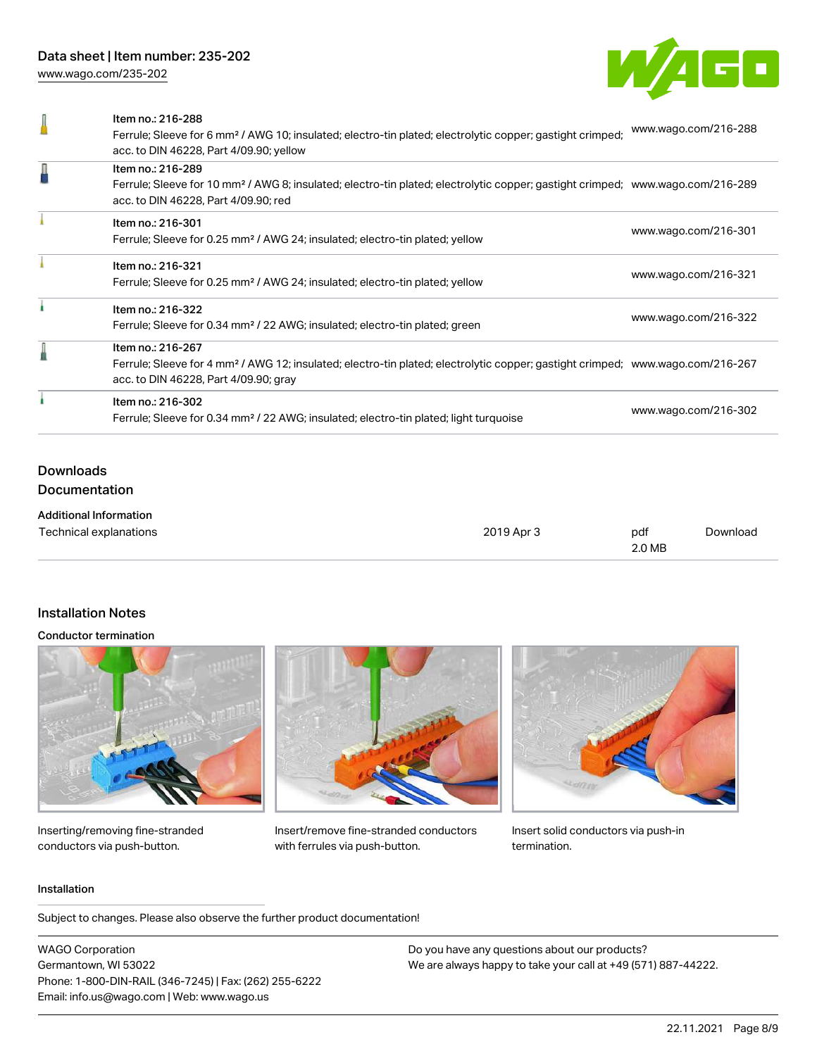| | | |
|---|---|---|
| | Item no.: 216-288<br>Ferrule; Sleeve for 6 mm² / AWG 10; insulated; electro-tin plated; electrolytic copper; gastight crimped; acc. to DIN 46228, Part 4/09.90; yellow | www.wago.com/216-288 |
| | Item no.: 216-289<br>Ferrule; Sleeve for 10 mm² / AWG 8; insulated; electro-tin plated; electrolytic copper; gastight crimped; acc. to DIN 46228, Part 4/09.90; red | www.wago.com/216-289 |
| | Item no.: 216-301<br>Ferrule; Sleeve for 0.25 mm² / AWG 24; insulated; electro-tin plated; yellow | www.wago.com/216-301 |
| | Item no.: 216-321<br>Ferrule; Sleeve for 0.25 mm² / AWG 24; insulated; electro-tin plated; yellow | www.wago.com/216-321 |
| | Item no.: 216-322<br>Ferrule; Sleeve for 0.34 mm² / 22 AWG; insulated; electro-tin plated; green | www.wago.com/216-322 |
| | Item no.: 216-267<br>Ferrule; Sleeve for 4 mm² / AWG 12; insulated; electro-tin plated; electrolytic copper; gastight crimped; acc. to DIN 46228, Part 4/09.90; gray | www.wago.com/216-267 |
| | Item no.: 216-302<br>Ferrule; Sleeve for 0.34 mm² / 22 AWG; insulated; electro-tin plated; light turquoise | www.wago.com/216-302 |

## Downloads

### Documentation

**Additional Information**

| | | | |
|---|---|---|---|
| Technical explanations | 2019 Apr 3 | pdf<br>2.0 MB | Download |

## Installation Notes

**Conductor termination**

Inserting/removing fine-stranded conductors via push-button.

Insert/remove fine-stranded conductors with ferrules via push-button.

Insert solid conductors via push-in termination.

**Installation**

Subject to changes. Please also observe the further product documentation!

WAGO Corporation
Germantown, WI 53022
Phone: 1-800-DIN-RAIL (346-7245) | Fax: (262) 255-6222
Email: info.us@wago.com | Web: www.wago.us

Do you have any questions about our products?
We are always happy to take your call at +49 (571) 887-44222.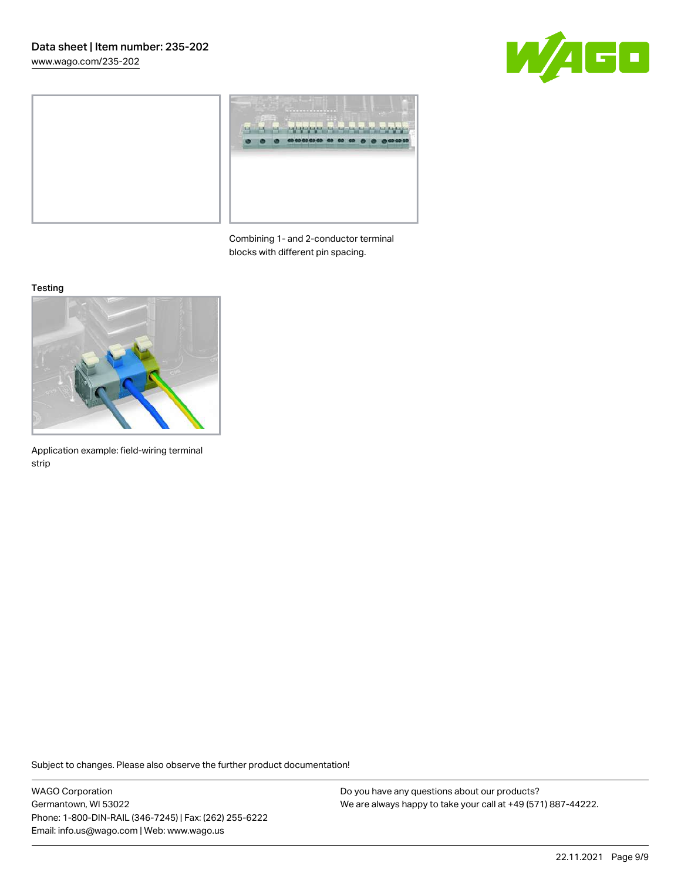Combining 1- and 2-conductor terminal blocks with different pin spacing.

Testing

Application example: field-wiring terminal strip

Subject to changes. Please also observe the further product documentation!

WAGO Corporation
Germantown, WI 53022
Phone: 1-800-DIN-RAIL (346-7245) | Fax: (262) 255-6222
Email: info.us@wago.com | Web: www.wago.us

Do you have any questions about our products?
We are always happy to take your call at +49 (571) 887-44222.